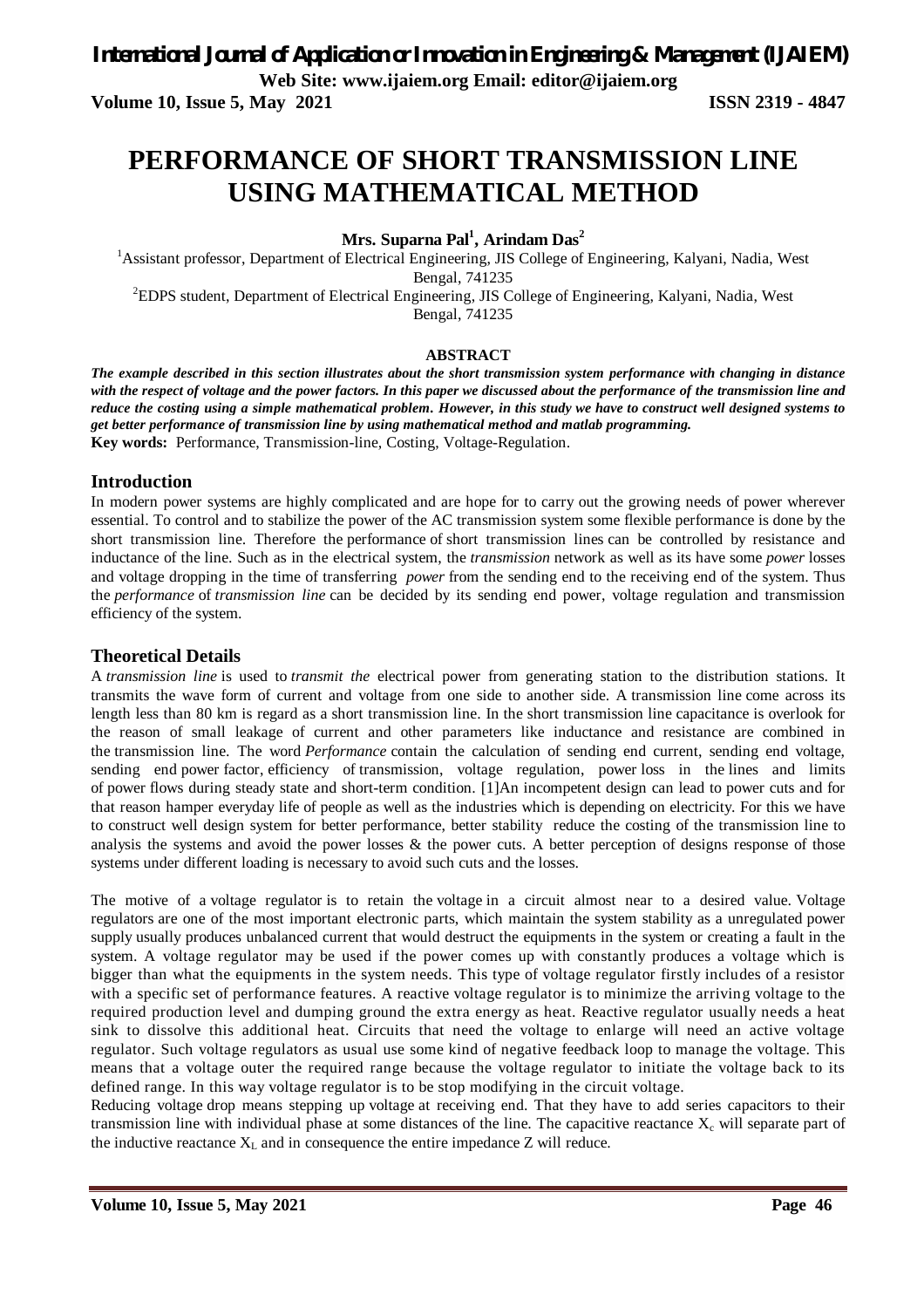# PERFORMANCE OF SHORT TRANSMISSION LINE USING MATHEMATICAL METHOD

**Mrs. Suparna Pal[1], Arindam Das[2]**

[1]Assistant professor, Department of Electrical Engineering, JIS College of Engineering, Kalyani, Nadia, West Bengal, 741235

[2]EDPS student, Department of Electrical Engineering, JIS College of Engineering, Kalyani, Nadia, West Bengal, 741235

**ABSTRACT**

***The example described in this section illustrates about the short transmission system performance with changing in distance with the respect of voltage and the power factors. In this paper we discussed about the performance of the transmission line and reduce the costing using a simple mathematical problem. However, in this study we have to construct well designed systems to get better performance of transmission line by using mathematical method and matlab programming.***

**Key words:** Performance, Transmission-line, Costing, Voltage-Regulation.

## Introduction

In modern power systems are highly complicated and are hope for to carry out the growing needs of power wherever essential. To control and to stabilize the power of the AC transmission system some flexible performance is done by the short transmission line. Therefore the performance of short transmission lines can be controlled by resistance and inductance of the line. Such as in the electrical system, the *transmission* network as well as its have some *power* losses and voltage dropping in the time of transferring *power* from the sending end to the receiving end of the system. Thus the *performance* of *transmission line* can be decided by its sending end power, voltage regulation and transmission efficiency of the system.

## Theoretical Details

A *transmission line* is used to *transmit the* electrical power from generating station to the distribution stations. It transmits the wave form of current and voltage from one side to another side. A transmission line come across its length less than 80 km is regard as a short transmission line. In the short transmission line capacitance is overlook for the reason of small leakage of current and other parameters like inductance and resistance are combined in the transmission line. The word *Performance* contain the calculation of sending end current, sending end voltage, sending end power factor, efficiency of transmission, voltage regulation, power loss in the lines and limits of power flows during steady state and short-term condition. [1]An incompetent design can lead to power cuts and for that reason hamper everyday life of people as well as the industries which is depending on electricity. For this we have to construct well design system for better performance, better stability reduce the costing of the transmission line to analysis the systems and avoid the power losses & the power cuts. A better perception of designs response of those systems under different loading is necessary to avoid such cuts and the losses.

The motive of a voltage regulator is to retain the voltage in a circuit almost near to a desired value. Voltage regulators are one of the most important electronic parts, which maintain the system stability as a unregulated power supply usually produces unbalanced current that would destruct the equipments in the system or creating a fault in the system. A voltage regulator may be used if the power comes up with constantly produces a voltage which is bigger than what the equipments in the system needs. This type of voltage regulator firstly includes of a resistor with a specific set of performance features. A reactive voltage regulator is to minimize the arriving voltage to the required production level and dumping ground the extra energy as heat. Reactive regulator usually needs a heat sink to dissolve this additional heat. Circuits that need the voltage to enlarge will need an active voltage regulator. Such voltage regulators as usual use some kind of negative feedback loop to manage the voltage. This means that a voltage outer the required range because the voltage regulator to initiate the voltage back to its defined range. In this way voltage regulator is to be stop modifying in the circuit voltage.

Reducing voltage drop means stepping up voltage at receiving end. That they have to add series capacitors to their transmission line with individual phase at some distances of the line. The capacitive reactance $X_c$ will separate part of the inductive reactance $X_L$ and in consequence the entire impedance Z will reduce.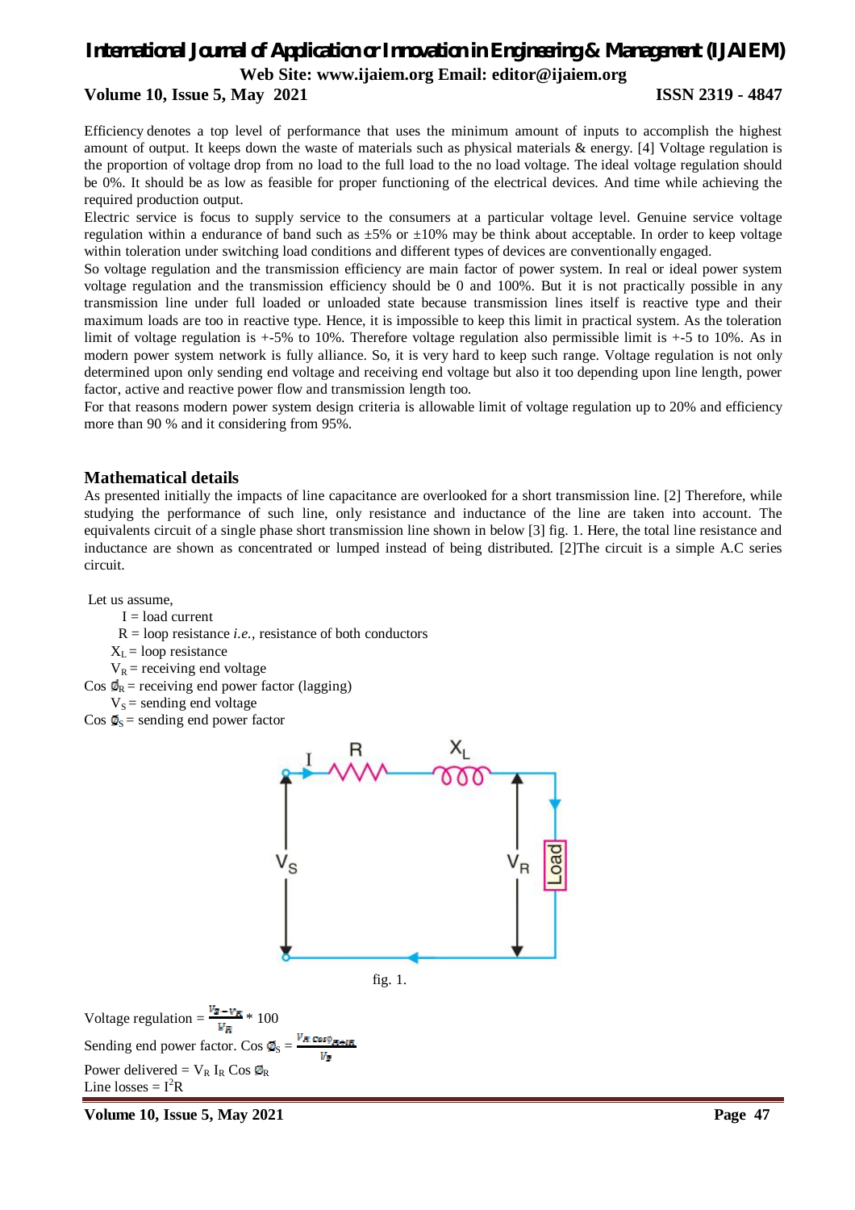Efficiency denotes a top level of performance that uses the minimum amount of inputs to accomplish the highest amount of output. It keeps down the waste of materials such as physical materials & energy. [4] Voltage regulation is the proportion of voltage drop from no load to the full load to the no load voltage. The ideal voltage regulation should be 0%. It should be as low as feasible for proper functioning of the electrical devices. And time while achieving the required production output.

Electric service is focus to supply service to the consumers at a particular voltage level. Genuine service voltage regulation within a endurance of band such as ±5% or ±10% may be think about acceptable. In order to keep voltage within toleration under switching load conditions and different types of devices are conventionally engaged.

So voltage regulation and the transmission efficiency are main factor of power system. In real or ideal power system voltage regulation and the transmission efficiency should be 0 and 100%. But it is not practically possible in any transmission line under full loaded or unloaded state because transmission lines itself is reactive type and their maximum loads are too in reactive type. Hence, it is impossible to keep this limit in practical system. As the toleration limit of voltage regulation is +-5% to 10%. Therefore voltage regulation also permissible limit is +-5 to 10%. As in modern power system network is fully alliance. So, it is very hard to keep such range. Voltage regulation is not only determined upon only sending end voltage and receiving end voltage but also it too depending upon line length, power factor, active and reactive power flow and transmission length too.

For that reasons modern power system design criteria is allowable limit of voltage regulation up to 20% and efficiency more than 90 % and it considering from 95%.

## Mathematical details

As presented initially the impacts of line capacitance are overlooked for a short transmission line. [2] Therefore, while studying the performance of such line, only resistance and inductance of the line are taken into account. The equivalents circuit of a single phase short transmission line shown in below [3] fig. 1. Here, the total line resistance and inductance are shown as concentrated or lumped instead of being distributed. [2]The circuit is a simple A.C series circuit.

Let us assume,

$I$ = load current

$R$ = loop resistance *i.e.*, resistance of both conductors

$X_L$ = loop resistance

$V_R$ = receiving end voltage

Cos $\phi_R$ = receiving end power factor (lagging)

$V_S$ = sending end voltage

Cos $\phi_S$ = sending end power factor

fig. 1.

Voltage regulation = $\frac{V_S - V_R}{V_R} * 100$

Sending end power factor. Cos $\phi_S$ = $\frac{V_R \cos\phi_R + IR}{V_S}$

Power delivered = $V_R I_R \cos\phi_R$

Line losses = $I^2R$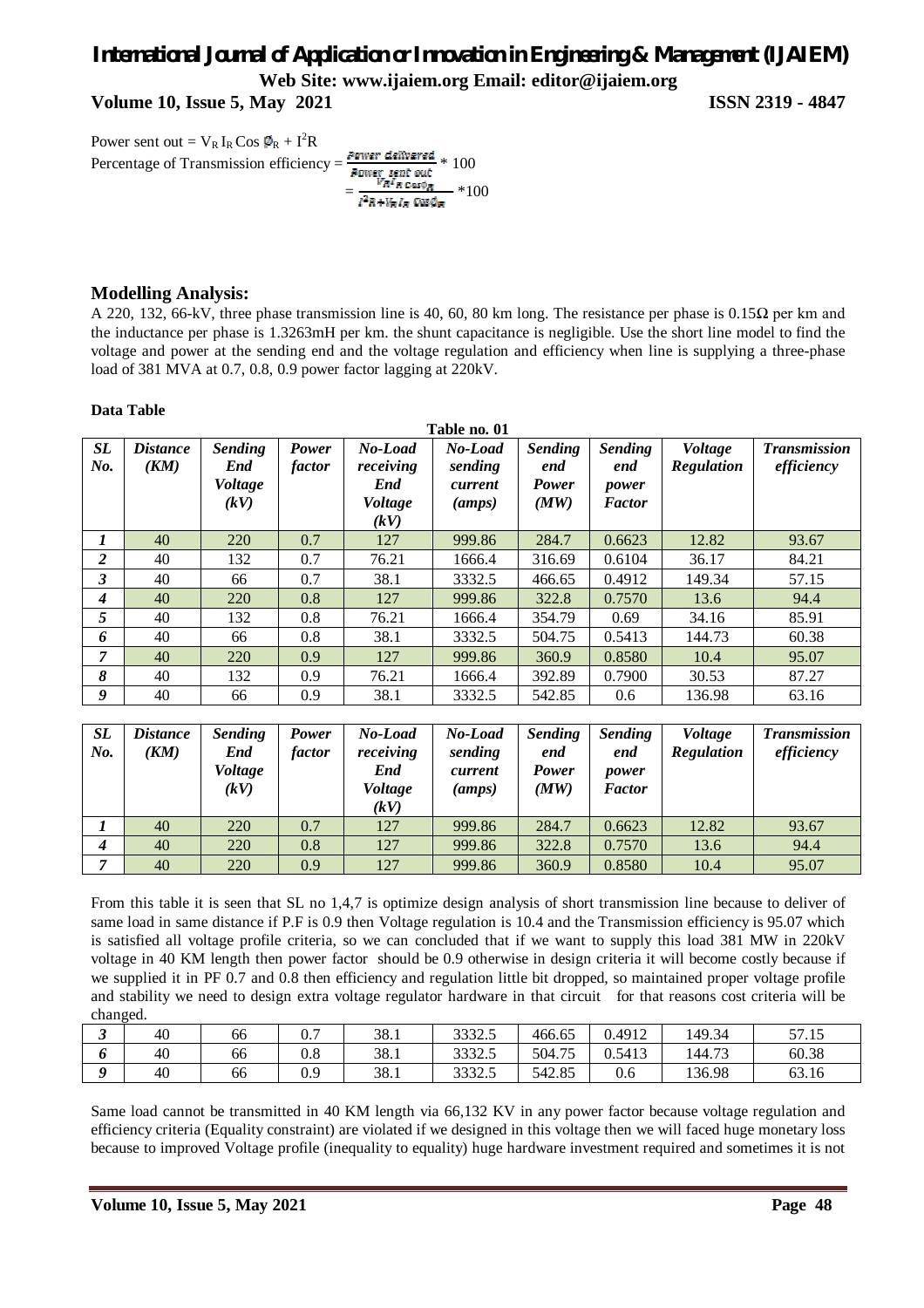Power sent out = $V_R I_R \cos \phi_R + I^2 R$

Percentage of Transmission efficiency = $\frac{Power\ delivered}{Power\ sent\ out} * 100$

$$= \frac{V_R I_R \cos\phi_R}{I^2R + V_R I_R \cos\phi_R} * 100$$

## Modelling Analysis:

A 220, 132, 66-kV, three phase transmission line is 40, 60, 80 km long. The resistance per phase is 0.15Ω per km and the inductance per phase is 1.3263mH per km. the shunt capacitance is negligible. Use the short line model to find the voltage and power at the sending end and the voltage regulation and efficiency when line is supplying a three-phase load of 381 MVA at 0.7, 0.8, 0.9 power factor lagging at 220kV.

**Data Table**

Table no. 01

| *SL No.* | *Distance (KM)* | *Sending End Voltage (kV)* | *Power factor* | *No-Load receiving End Voltage (kV)* | *No-Load sending current (amps)* | *Sending end Power (MW)* | *Sending end power Factor* | *Voltage Regulation* | *Transmission efficiency* |
|---|---|---|---|---|---|---|---|---|---|
| *1* | 40 | 220 | 0.7 | 127 | 999.86 | 284.7 | 0.6623 | 12.82 | 93.67 |
| *2* | 40 | 132 | 0.7 | 76.21 | 1666.4 | 316.69 | 0.6104 | 36.17 | 84.21 |
| *3* | 40 | 66 | 0.7 | 38.1 | 3332.5 | 466.65 | 0.4912 | 149.34 | 57.15 |
| *4* | 40 | 220 | 0.8 | 127 | 999.86 | 322.8 | 0.7570 | 13.6 | 94.4 |
| *5* | 40 | 132 | 0.8 | 76.21 | 1666.4 | 354.79 | 0.69 | 34.16 | 85.91 |
| *6* | 40 | 66 | 0.8 | 38.1 | 3332.5 | 504.75 | 0.5413 | 144.73 | 60.38 |
| *7* | 40 | 220 | 0.9 | 127 | 999.86 | 360.9 | 0.8580 | 10.4 | 95.07 |
| *8* | 40 | 132 | 0.9 | 76.21 | 1666.4 | 392.89 | 0.7900 | 30.53 | 87.27 |
| *9* | 40 | 66 | 0.9 | 38.1 | 3332.5 | 542.85 | 0.6 | 136.98 | 63.16 |

| *SL No.* | *Distance (KM)* | *Sending End Voltage (kV)* | *Power factor* | *No-Load receiving End Voltage (kV)* | *No-Load sending current (amps)* | *Sending end Power (MW)* | *Sending end power Factor* | *Voltage Regulation* | *Transmission efficiency* |
|---|---|---|---|---|---|---|---|---|---|
| *1* | 40 | 220 | 0.7 | 127 | 999.86 | 284.7 | 0.6623 | 12.82 | 93.67 |
| *4* | 40 | 220 | 0.8 | 127 | 999.86 | 322.8 | 0.7570 | 13.6 | 94.4 |
| *7* | 40 | 220 | 0.9 | 127 | 999.86 | 360.9 | 0.8580 | 10.4 | 95.07 |

From this table it is seen that SL no 1,4,7 is optimize design analysis of short transmission line because to deliver of same load in same distance if P.F is 0.9 then Voltage regulation is 10.4 and the Transmission efficiency is 95.07 which is satisfied all voltage profile criteria, so we can concluded that if we want to supply this load 381 MW in 220kV voltage in 40 KM length then power factor should be 0.9 otherwise in design criteria it will become costly because if we supplied it in PF 0.7 and 0.8 then efficiency and regulation little bit dropped, so maintained proper voltage profile and stability we need to design extra voltage regulator hardware in that circuit for that reasons cost criteria will be changed.

| | | | | | | | | | |
|---|---|---|---|---|---|---|---|---|---|
| *3* | 40 | 66 | 0.7 | 38.1 | 3332.5 | 466.65 | 0.4912 | 149.34 | 57.15 |
| *6* | 40 | 66 | 0.8 | 38.1 | 3332.5 | 504.75 | 0.5413 | 144.73 | 60.38 |
| *9* | 40 | 66 | 0.9 | 38.1 | 3332.5 | 542.85 | 0.6 | 136.98 | 63.16 |

Same load cannot be transmitted in 40 KM length via 66,132 KV in any power factor because voltage regulation and efficiency criteria (Equality constraint) are violated if we designed in this voltage then we will faced huge monetary loss because to improved Voltage profile (inequality to equality) huge hardware investment required and sometimes it is not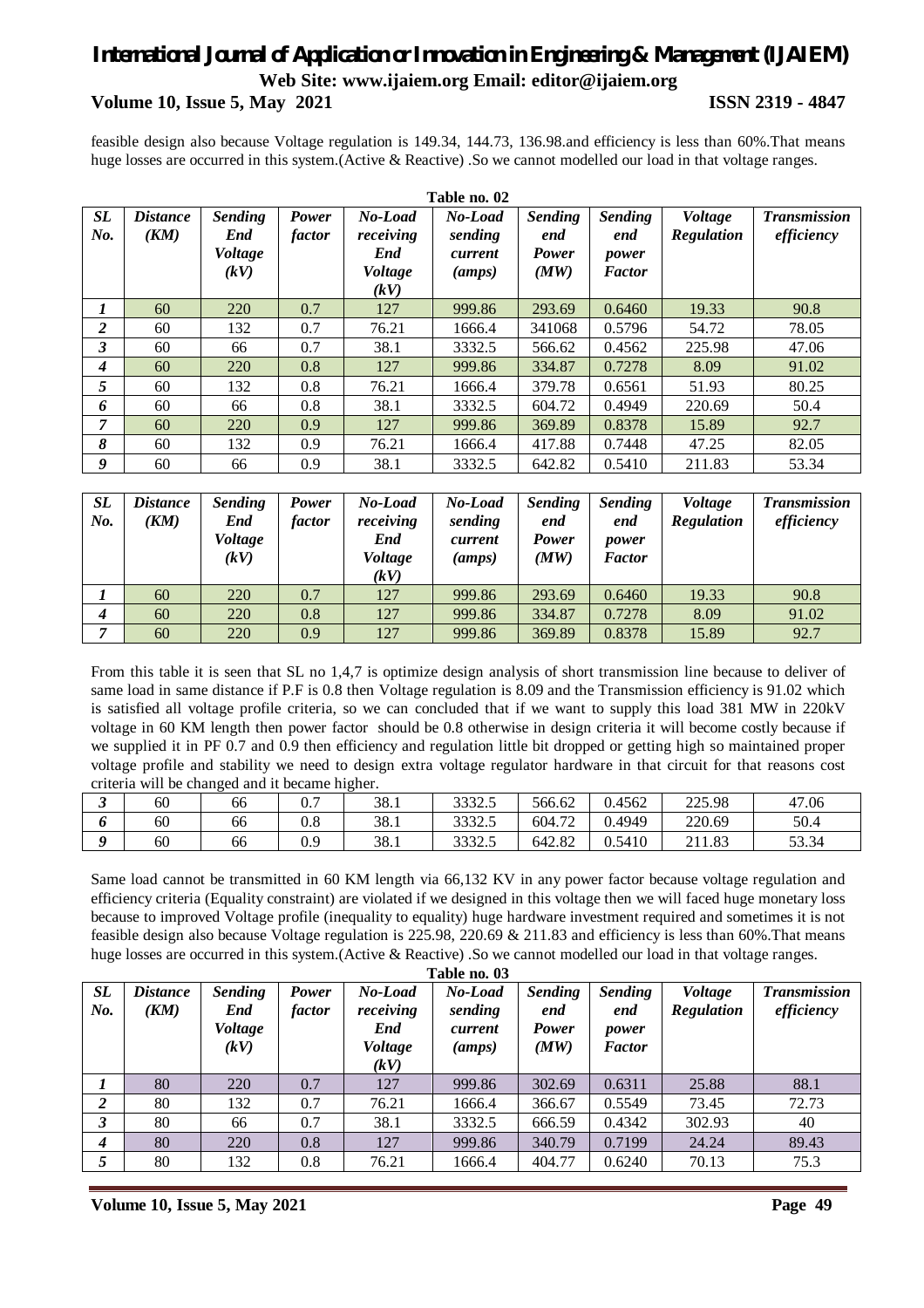feasible design also because Voltage regulation is 149.34, 144.73, 136.98.and efficiency is less than 60%.That means huge losses are occurred in this system.(Active & Reactive) .So we cannot modelled our load in that voltage ranges.

**Table no. 02**

| *SL No.* | *Distance (KM)* | *Sending End Voltage (kV)* | *Power factor* | *No-Load receiving End Voltage (kV)* | *No-Load sending current (amps)* | *Sending end Power (MW)* | *Sending end power Factor* | *Voltage Regulation* | *Transmission efficiency* |
|---|---|---|---|---|---|---|---|---|---|
| *1* | 60 | 220 | 0.7 | 127 | 999.86 | 293.69 | 0.6460 | 19.33 | 90.8 |
| *2* | 60 | 132 | 0.7 | 76.21 | 1666.4 | 341068 | 0.5796 | 54.72 | 78.05 |
| *3* | 60 | 66 | 0.7 | 38.1 | 3332.5 | 566.62 | 0.4562 | 225.98 | 47.06 |
| *4* | 60 | 220 | 0.8 | 127 | 999.86 | 334.87 | 0.7278 | 8.09 | 91.02 |
| *5* | 60 | 132 | 0.8 | 76.21 | 1666.4 | 379.78 | 0.6561 | 51.93 | 80.25 |
| *6* | 60 | 66 | 0.8 | 38.1 | 3332.5 | 604.72 | 0.4949 | 220.69 | 50.4 |
| *7* | 60 | 220 | 0.9 | 127 | 999.86 | 369.89 | 0.8378 | 15.89 | 92.7 |
| *8* | 60 | 132 | 0.9 | 76.21 | 1666.4 | 417.88 | 0.7448 | 47.25 | 82.05 |
| *9* | 60 | 66 | 0.9 | 38.1 | 3332.5 | 642.82 | 0.5410 | 211.83 | 53.34 |

| *SL No.* | *Distance (KM)* | *Sending End Voltage (kV)* | *Power factor* | *No-Load receiving End Voltage (kV)* | *No-Load sending current (amps)* | *Sending end Power (MW)* | *Sending end power Factor* | *Voltage Regulation* | *Transmission efficiency* |
|---|---|---|---|---|---|---|---|---|---|
| *1* | 60 | 220 | 0.7 | 127 | 999.86 | 293.69 | 0.6460 | 19.33 | 90.8 |
| *4* | 60 | 220 | 0.8 | 127 | 999.86 | 334.87 | 0.7278 | 8.09 | 91.02 |
| *7* | 60 | 220 | 0.9 | 127 | 999.86 | 369.89 | 0.8378 | 15.89 | 92.7 |

From this table it is seen that SL no 1,4,7 is optimize design analysis of short transmission line because to deliver of same load in same distance if P.F is 0.8 then Voltage regulation is 8.09 and the Transmission efficiency is 91.02 which is satisfied all voltage profile criteria, so we can concluded that if we want to supply this load 381 MW in 220kV voltage in 60 KM length then power factor should be 0.8 otherwise in design criteria it will become costly because if we supplied it in PF 0.7 and 0.9 then efficiency and regulation little bit dropped or getting high so maintained proper voltage profile and stability we need to design extra voltage regulator hardware in that circuit for that reasons cost criteria will be changed and it became higher.

| | | | | | | | | | |
|---|---|---|---|---|---|---|---|---|---|
| *3* | 60 | 66 | 0.7 | 38.1 | 3332.5 | 566.62 | 0.4562 | 225.98 | 47.06 |
| *6* | 60 | 66 | 0.8 | 38.1 | 3332.5 | 604.72 | 0.4949 | 220.69 | 50.4 |
| *9* | 60 | 66 | 0.9 | 38.1 | 3332.5 | 642.82 | 0.5410 | 211.83 | 53.34 |

Same load cannot be transmitted in 60 KM length via 66,132 KV in any power factor because voltage regulation and efficiency criteria (Equality constraint) are violated if we designed in this voltage then we will faced huge monetary loss because to improved Voltage profile (inequality to equality) huge hardware investment required and sometimes it is not feasible design also because Voltage regulation is 225.98, 220.69 & 211.83 and efficiency is less than 60%.That means huge losses are occurred in this system.(Active & Reactive) .So we cannot modelled our load in that voltage ranges.

**Table no. 03**

| *SL No.* | *Distance (KM)* | *Sending End Voltage (kV)* | *Power factor* | *No-Load receiving End Voltage (kV)* | *No-Load sending current (amps)* | *Sending end Power (MW)* | *Sending end power Factor* | *Voltage Regulation* | *Transmission efficiency* |
|---|---|---|---|---|---|---|---|---|---|
| *1* | 80 | 220 | 0.7 | 127 | 999.86 | 302.69 | 0.6311 | 25.88 | 88.1 |
| *2* | 80 | 132 | 0.7 | 76.21 | 1666.4 | 366.67 | 0.5549 | 73.45 | 72.73 |
| *3* | 80 | 66 | 0.7 | 38.1 | 3332.5 | 666.59 | 0.4342 | 302.93 | 40 |
| *4* | 80 | 220 | 0.8 | 127 | 999.86 | 340.79 | 0.7199 | 24.24 | 89.43 |
| *5* | 80 | 132 | 0.8 | 76.21 | 1666.4 | 404.77 | 0.6240 | 70.13 | 75.3 |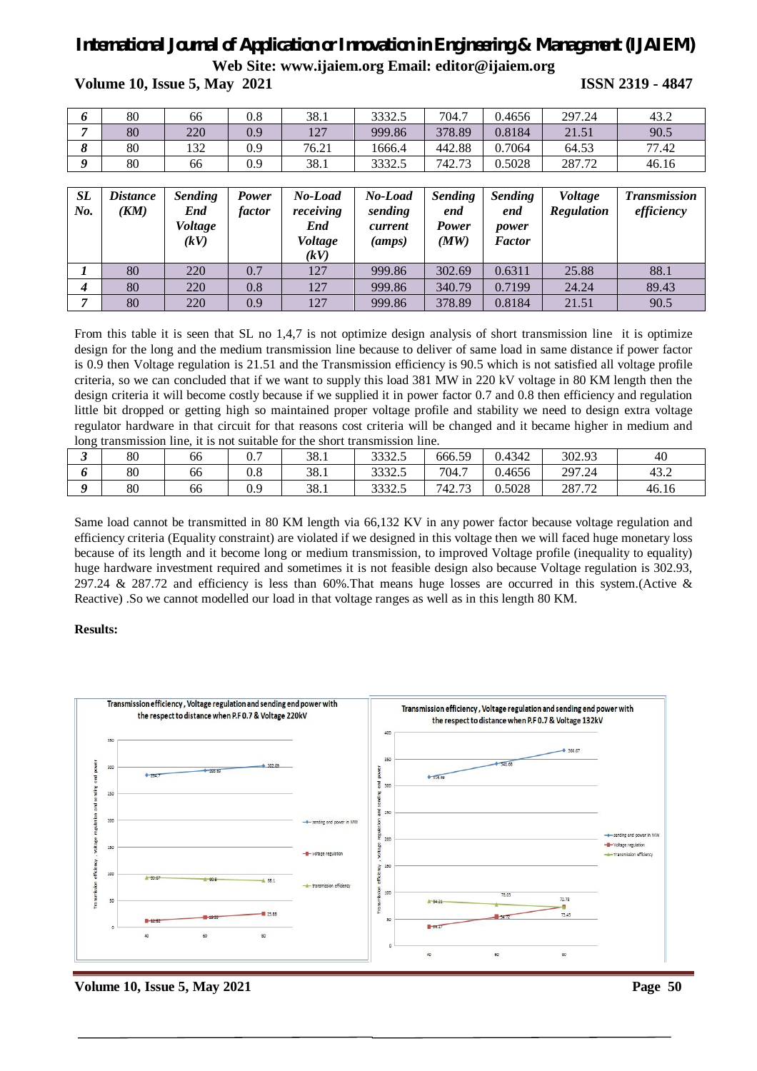| 6 | 80 | 66 | 0.8 | 38.1 | 3332.5 | 704.7 | 0.4656 | 297.24 | 43.2 |
|---|---|---|---|---|---|---|---|---|---|
| 7 | 80 | 220 | 0.9 | 127 | 999.86 | 378.89 | 0.8184 | 21.51 | 90.5 |
| 8 | 80 | 132 | 0.9 | 76.21 | 1666.4 | 442.88 | 0.7064 | 64.53 | 77.42 |
| 9 | 80 | 66 | 0.9 | 38.1 | 3332.5 | 742.73 | 0.5028 | 287.72 | 46.16 |

| *SL No.* | *Distance (KM)* | *Sending End Voltage (kV)* | *Power factor* | *No-Load receiving End Voltage (kV)* | *No-Load sending current (amps)* | *Sending end Power (MW)* | *Sending end power Factor* | *Voltage Regulation* | *Transmission efficiency* |
|---|---|---|---|---|---|---|---|---|---|
| 1 | 80 | 220 | 0.7 | 127 | 999.86 | 302.69 | 0.6311 | 25.88 | 88.1 |
| 4 | 80 | 220 | 0.8 | 127 | 999.86 | 340.79 | 0.7199 | 24.24 | 89.43 |
| 7 | 80 | 220 | 0.9 | 127 | 999.86 | 378.89 | 0.8184 | 21.51 | 90.5 |

From this table it is seen that SL no 1,4,7 is not optimize design analysis of short transmission line it is optimize design for the long and the medium transmission line because to deliver of same load in same distance if power factor is 0.9 then Voltage regulation is 21.51 and the Transmission efficiency is 90.5 which is not satisfied all voltage profile criteria, so we can concluded that if we want to supply this load 381 MW in 220 kV voltage in 80 KM length then the design criteria it will become costly because if we supplied it in power factor 0.7 and 0.8 then efficiency and regulation little bit dropped or getting high so maintained proper voltage profile and stability we need to design extra voltage regulator hardware in that circuit for that reasons cost criteria will be changed and it became higher in medium and long transmission line, it is not suitable for the short transmission line.

| 3 | 80 | 66 | 0.7 | 38.1 | 3332.5 | 666.59 | 0.4342 | 302.93 | 40 |
|---|---|---|---|---|---|---|---|---|---|
| 6 | 80 | 66 | 0.8 | 38.1 | 3332.5 | 704.7 | 0.4656 | 297.24 | 43.2 |
| 9 | 80 | 66 | 0.9 | 38.1 | 3332.5 | 742.73 | 0.5028 | 287.72 | 46.16 |

Same load cannot be transmitted in 80 KM length via 66,132 KV in any power factor because voltage regulation and efficiency criteria (Equality constraint) are violated if we designed in this voltage then we will faced huge monetary loss because of its length and it become long or medium transmission, to improved Voltage profile (inequality to equality) huge hardware investment required and sometimes it is not feasible design also because Voltage regulation is 302.93, 297.24 & 287.72 and efficiency is less than 60%.That means huge losses are occurred in this system.(Active & Reactive) .So we cannot modelled our load in that voltage ranges as well as in this length 80 KM.

**Results:**

Transmission efficiency, Voltage regulation and sending end power with the respect to distance when P.F 0.7 & Voltage 220kV

Transmission efficiency, Voltage regulation and sending end power with the respect to distance when P.F 0.7 & Voltage 132kV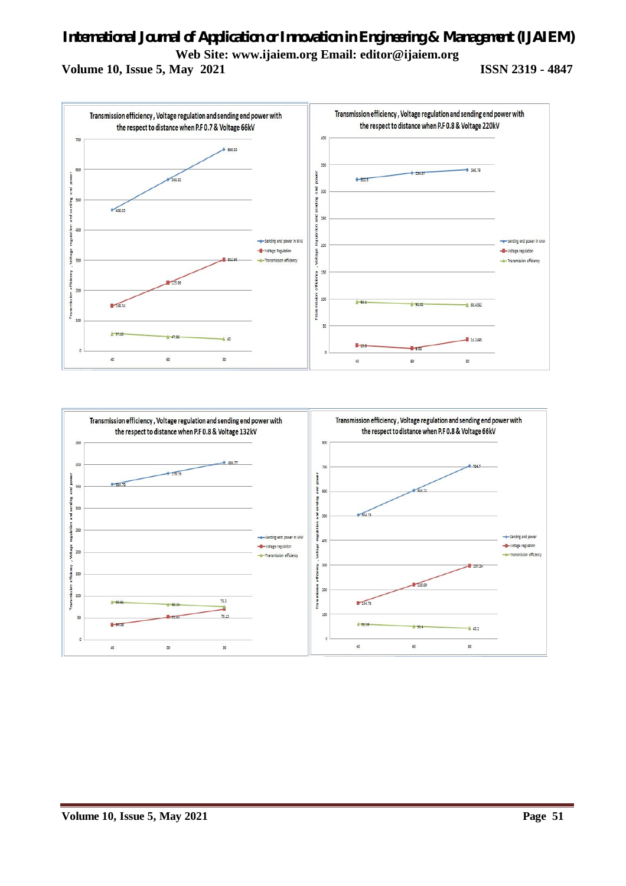**Transmission efficiency, Voltage regulation and sending end power with the respect to distance when P.F 0.7 & Voltage 66kV**

| Distance | Sending end power in MW | Voltage Regulation | Transmission efficiency |
|---|---|---|---|
| 40 | 466.03 | 152.51 | 57.13 |
| 60 | 566.62 | 225.98 | 47.86 |
| 80 | 666.50 | 302.80 | 40 |

**Transmission efficiency, Voltage regulation and sending end power with the respect to distance when P.F 0.8 & Voltage 220kV**

| Distance | Sending end power in MW | Voltage regulation | Transmission efficiency |
|---|---|---|---|
| 40 | 322.8 | 13.9 | 96.4 |
| 60 | 334.87 | 8.02 | 91.02 |
| 80 | 340.79 | 24.2485 | 89.4392 |

**Transmission efficiency, Voltage regulation and sending end power with the respect to distance when P.F 0.8 & Voltage 132kV**

| Distance | Sending end power in MW | Voltage regulation | Transmission efficiency |
|---|---|---|---|
| 40 | 354.79 | 34.25 | 85.66 |
| 60 | 379.76 | 52.43 | 80.25 |
| 80 | 404.77 | 70.13 | 75.3 |

**Transmission efficiency, Voltage regulation and sending end power with the respect to distance when P.F 0.8 & Voltage 66kV**

| Distance | Sending end power | Voltage regulation | Transmission efficiency |
|---|---|---|---|
| 40 | 504.75 | 144.73 | 60.55 |
| 60 | 604.73 | 220.69 | 50.4 |
| 80 | 704.7 | 297.24 | 43.2 |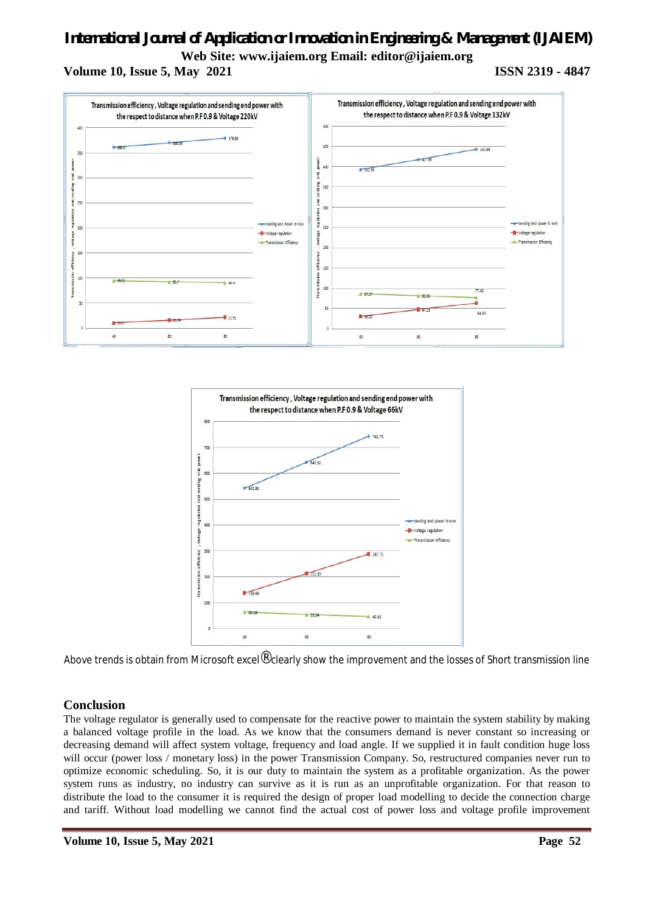Above trends is obtain from Microsoft excel ® clearly show the improvement and the losses of Short transmission line

## Conclusion

The voltage regulator is generally used to compensate for the reactive power to maintain the system stability by making a balanced voltage profile in the load. As we know that the consumers demand is never constant so increasing or decreasing demand will affect system voltage, frequency and load angle. If we supplied it in fault condition huge loss will occur (power loss / monetary loss) in the power Transmission Company. So, restructured companies never run to optimize economic scheduling. So, it is our duty to maintain the system as a profitable organization. As the power system runs as industry, no industry can survive as it is run as an unprofitable organization. For that reason to distribute the load to the consumer it is required the design of proper load modelling to decide the connection charge and tariff. Without load modelling we cannot find the actual cost of power loss and voltage profile improvement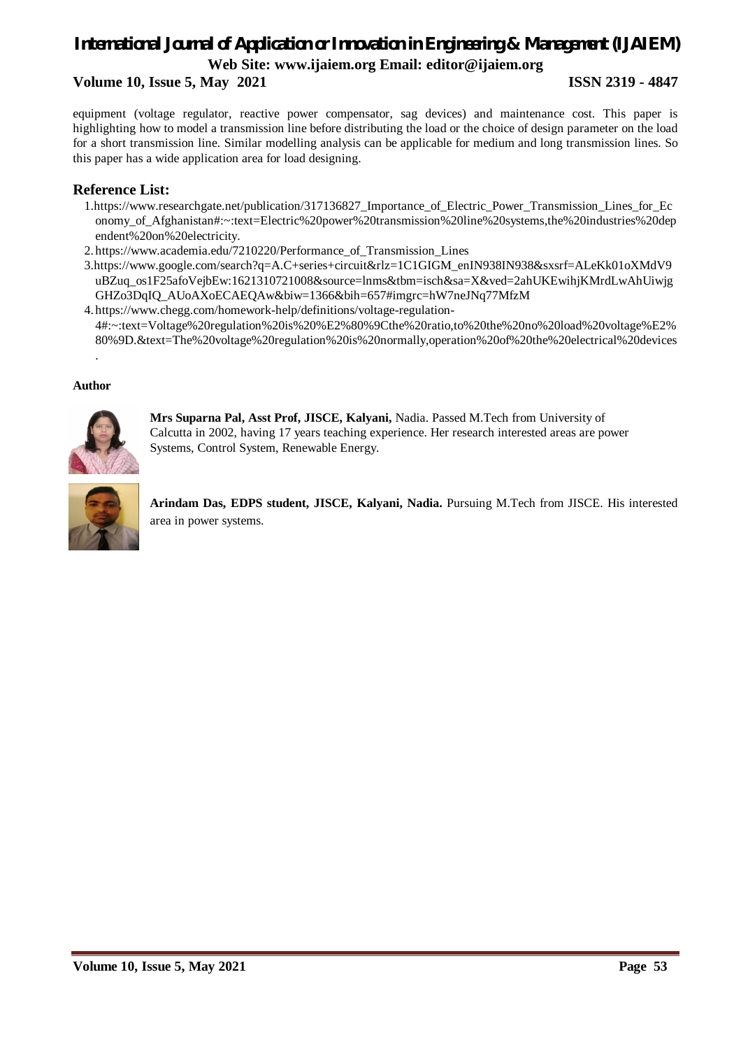equipment (voltage regulator, reactive power compensator, sag devices) and maintenance cost. This paper is highlighting how to model a transmission line before distributing the load or the choice of design parameter on the load for a short transmission line. Similar modelling analysis can be applicable for medium and long transmission lines. So this paper has a wide application area for load designing.

## Reference List:

1. https://www.researchgate.net/publication/317136827_Importance_of_Electric_Power_Transmission_Lines_for_Economy_of_Afghanistan#:~:text=Electric%20power%20transmission%20line%20systems,the%20industries%20dependent%20on%20electricity.
2. https://www.academia.edu/7210220/Performance_of_Transmission_Lines
3. https://www.google.com/search?q=A.C+series+circuit&rlz=1C1GIGM_enIN938IN938&sxsrf=ALeKk01oXMdV9uBZuq_os1F25afoVejbEw:1621310721008&source=lnms&tbm=isch&sa=X&ved=2ahUKEwihjKMrdLwAhUiwjgGHZo3DqIQ_AUoAXoECAEQAw&biw=1366&bih=657#imgrc=hW7neJNq77MfzM
4. https://www.chegg.com/homework-help/definitions/voltage-regulation-4#:~:text=Voltage%20regulation%20is%20%E2%80%9Cthe%20ratio,to%20the%20no%20load%20voltage%E2%80%9D.&text=The%20voltage%20regulation%20is%20normally,operation%20of%20the%20electrical%20devices.

**Author**

**Mrs Suparna Pal, Asst Prof, JISCE, Kalyani,** Nadia. Passed M.Tech from University of Calcutta in 2002, having 17 years teaching experience. Her research interested areas are power Systems, Control System, Renewable Energy.

**Arindam Das, EDPS student, JISCE, Kalyani, Nadia.** Pursuing M.Tech from JISCE. His interested area in power systems.